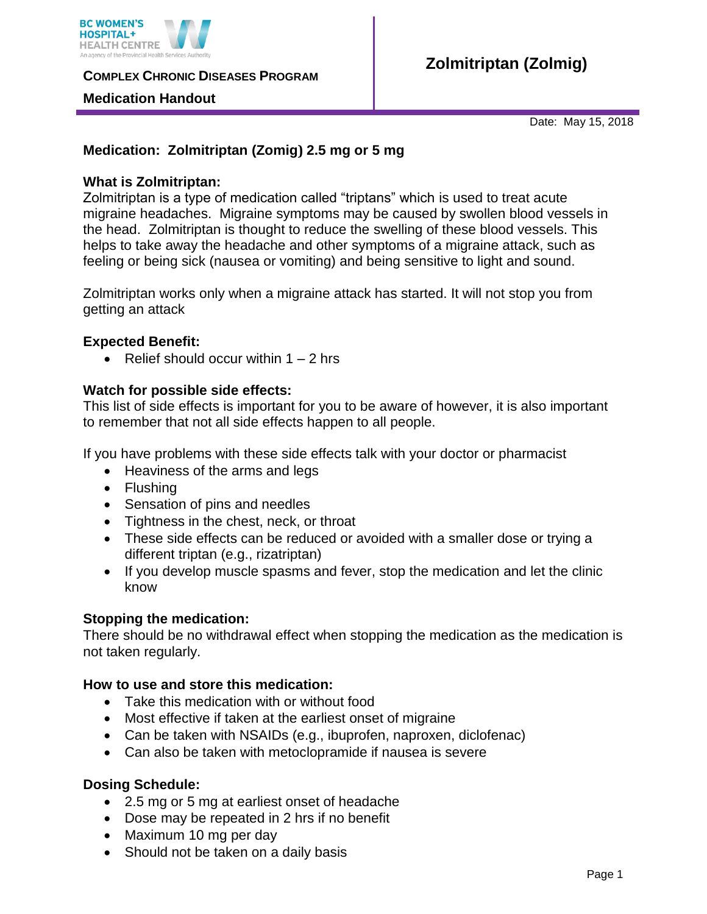BC WOMEN'S HOSPITAL+ HEALTH CENTRE
An agency of the Provincial Health Services Authority

**COMPLEX CHRONIC DISEASES PROGRAM**

**Medication Handout**

# Zolmitriptan (Zolmig)

Date: May 15, 2018

**Medication: Zolmitriptan (Zomig) 2.5 mg or 5 mg**

**What is Zolmitriptan:**

Zolmitriptan is a type of medication called "triptans" which is used to treat acute migraine headaches. Migraine symptoms may be caused by swollen blood vessels in the head. Zolmitriptan is thought to reduce the swelling of these blood vessels. This helps to take away the headache and other symptoms of a migraine attack, such as feeling or being sick (nausea or vomiting) and being sensitive to light and sound.

Zolmitriptan works only when a migraine attack has started. It will not stop you from getting an attack

**Expected Benefit:**

- Relief should occur within 1 – 2 hrs

**Watch for possible side effects:**

This list of side effects is important for you to be aware of however, it is also important to remember that not all side effects happen to all people.

If you have problems with these side effects talk with your doctor or pharmacist

- Heaviness of the arms and legs
- Flushing
- Sensation of pins and needles
- Tightness in the chest, neck, or throat
- These side effects can be reduced or avoided with a smaller dose or trying a different triptan (e.g., rizatriptan)
- If you develop muscle spasms and fever, stop the medication and let the clinic know

**Stopping the medication:**

There should be no withdrawal effect when stopping the medication as the medication is not taken regularly.

**How to use and store this medication:**

- Take this medication with or without food
- Most effective if taken at the earliest onset of migraine
- Can be taken with NSAIDs (e.g., ibuprofen, naproxen, diclofenac)
- Can also be taken with metoclopramide if nausea is severe

**Dosing Schedule:**

- 2.5 mg or 5 mg at earliest onset of headache
- Dose may be repeated in 2 hrs if no benefit
- Maximum 10 mg per day
- Should not be taken on a daily basis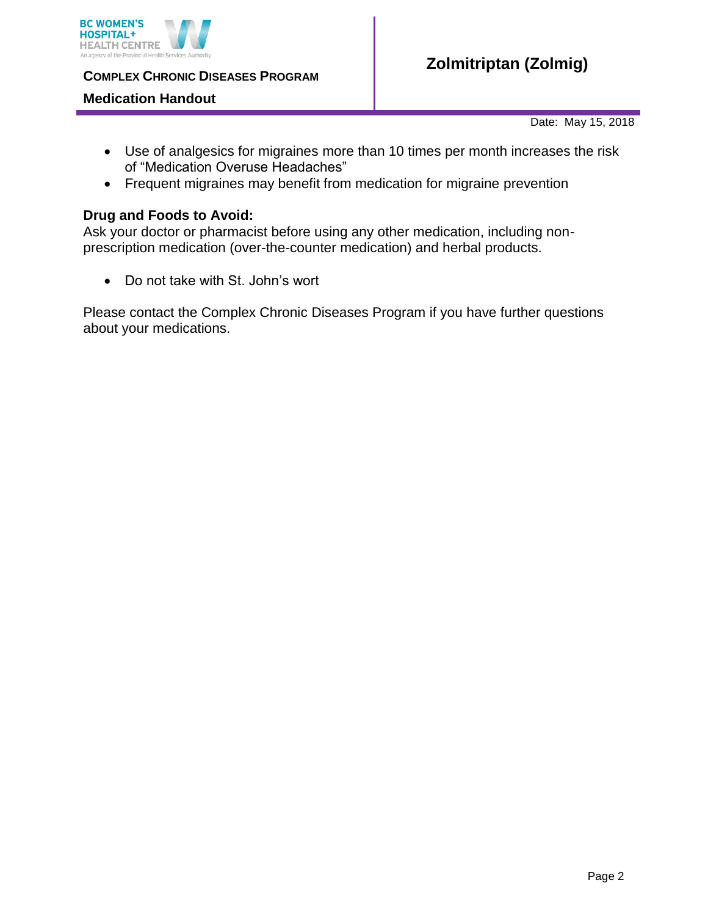- Use of analgesics for migraines more than 10 times per month increases the risk of "Medication Overuse Headaches"
- Frequent migraines may benefit from medication for migraine prevention

**Drug and Foods to Avoid:**

Ask your doctor or pharmacist before using any other medication, including non-prescription medication (over-the-counter medication) and herbal products.

- Do not take with St. John's wort

Please contact the Complex Chronic Diseases Program if you have further questions about your medications.